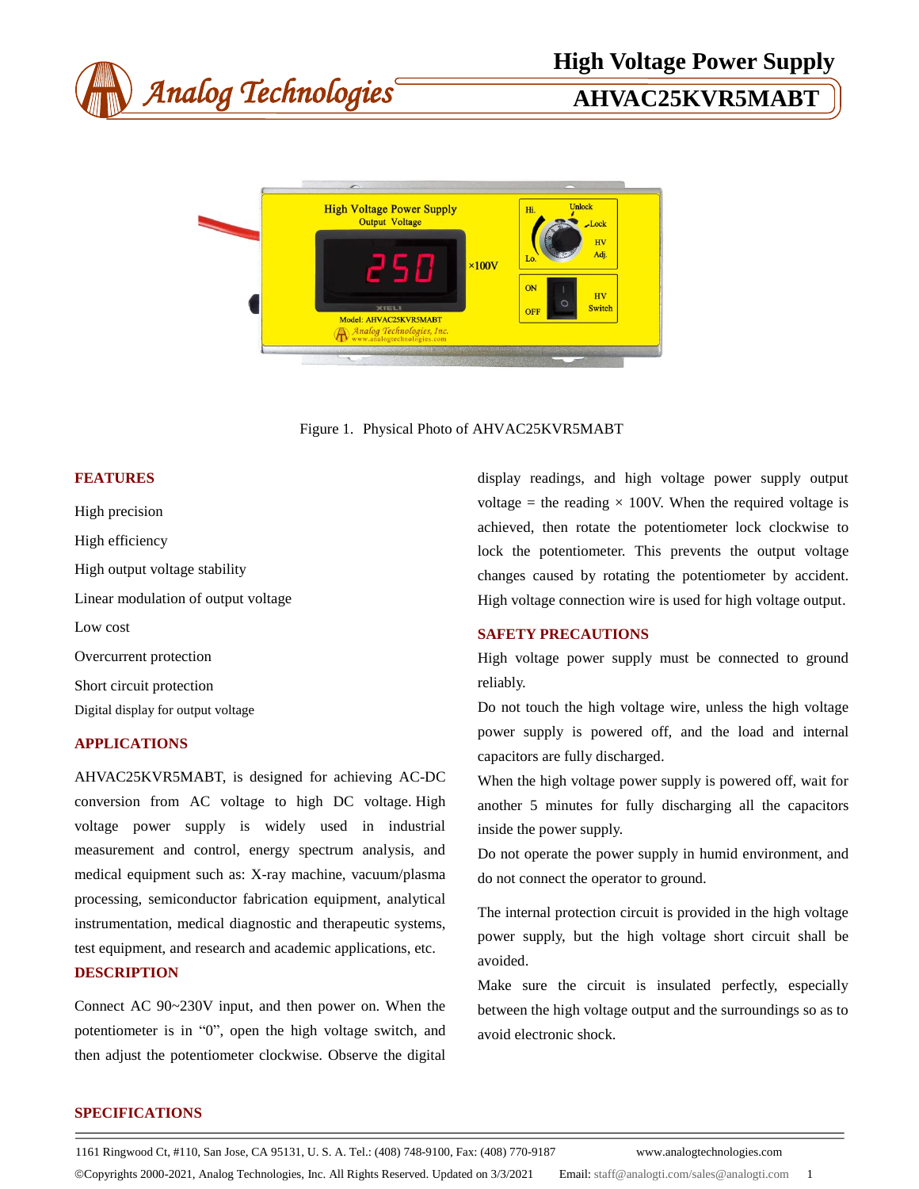# High Voltage Power Supply

## AHVAC25KVR5MABT

Figure 1. Physical Photo of AHVAC25KVR5MABT

## FEATURES

High precision

High efficiency

High output voltage stability

Linear modulation of output voltage

Low cost

Overcurrent protection

Short circuit protection

Digital display for output voltage

## APPLICATIONS

AHVAC25KVR5MABT, is designed for achieving AC-DC conversion from AC voltage to high DC voltage. High voltage power supply is widely used in industrial measurement and control, energy spectrum analysis, and medical equipment such as: X-ray machine, vacuum/plasma processing, semiconductor fabrication equipment, analytical instrumentation, medical diagnostic and therapeutic systems, test equipment, and research and academic applications, etc.

## DESCRIPTION

Connect AC 90~230V input, and then power on. When the potentiometer is in "0", open the high voltage switch, and then adjust the potentiometer clockwise. Observe the digital display readings, and high voltage power supply output voltage = the reading × 100V. When the required voltage is achieved, then rotate the potentiometer lock clockwise to lock the potentiometer. This prevents the output voltage changes caused by rotating the potentiometer by accident. High voltage connection wire is used for high voltage output.

## SAFETY PRECAUTIONS

High voltage power supply must be connected to ground reliably.

Do not touch the high voltage wire, unless the high voltage power supply is powered off, and the load and internal capacitors are fully discharged.

When the high voltage power supply is powered off, wait for another 5 minutes for fully discharging all the capacitors inside the power supply.

Do not operate the power supply in humid environment, and do not connect the operator to ground.

The internal protection circuit is provided in the high voltage power supply, but the high voltage short circuit shall be avoided.

Make sure the circuit is insulated perfectly, especially between the high voltage output and the surroundings so as to avoid electronic shock.

## SPECIFICATIONS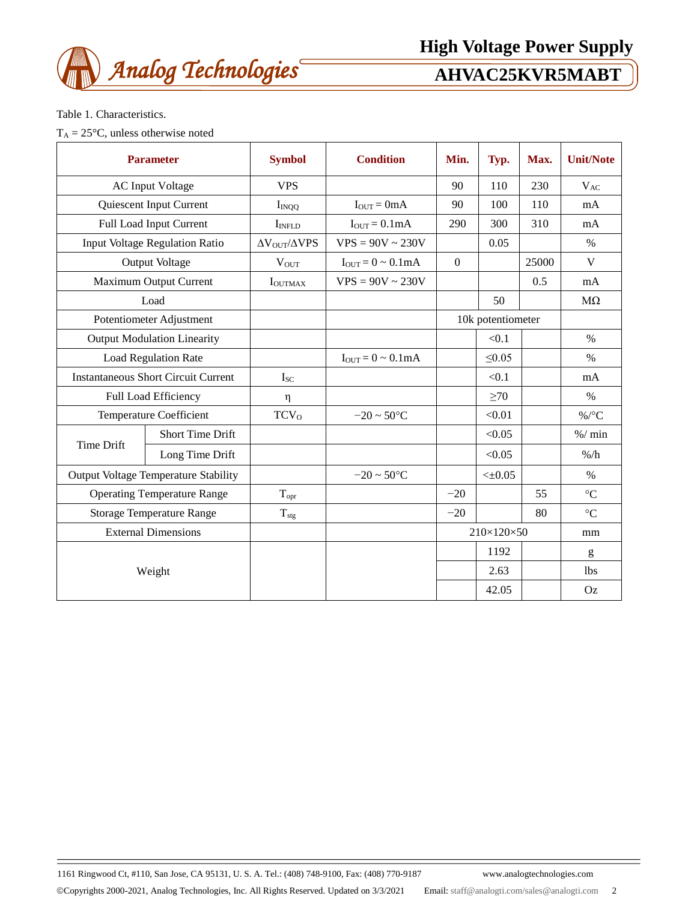Table 1. Characteristics.

$T_A$ = 25°C, unless otherwise noted

| Parameter | | Symbol | Condition | Min. | Typ. | Max. | Unit/Note |
|---|---|---|---|---|---|---|---|
| AC Input Voltage | | VPS | | 90 | 110 | 230 | $V_{AC}$ |
| Quiescent Input Current | | $I_{INQQ}$ | $I_{OUT}$ = 0mA | 90 | 100 | 110 | mA |
| Full Load Input Current | | $I_{INFLD}$ | $I_{OUT}$ = 0.1mA | 290 | 300 | 310 | mA |
| Input Voltage Regulation Ratio | | $\Delta V_{OUT}/\Delta VPS$ | VPS = 90V ~ 230V | | 0.05 | | % |
| Output Voltage | | $V_{OUT}$ | $I_{OUT}$ = 0 ~ 0.1mA | 0 | | 25000 | V |
| Maximum Output Current | | $I_{OUTMAX}$ | VPS = 90V ~ 230V | | | 0.5 | mA |
| Load | | | | | 50 | | MΩ |
| Potentiometer Adjustment | | | | 10k potentiometer | | | |
| Output Modulation Linearity | | | | | <0.1 | | % |
| Load Regulation Rate | | | $I_{OUT}$ = 0 ~ 0.1mA | | ≤0.05 | | % |
| Instantaneous Short Circuit Current | | $I_{SC}$ | | | <0.1 | | mA |
| Full Load Efficiency | | η | | | ≥70 | | % |
| Temperature Coefficient | | $TCV_O$ | −20 ~ 50°C | | <0.01 | | %/°C |
| Time Drift | Short Time Drift | | | | <0.05 | | %/ min |
| | Long Time Drift | | | | <0.05 | | %/h |
| Output Voltage Temperature Stability | | | −20 ~ 50°C | | <±0.05 | | % |
| Operating Temperature Range | | $T_{opr}$ | | −20 | | 55 | °C |
| Storage Temperature Range | | $T_{stg}$ | | −20 | | 80 | °C |
| External Dimensions | | | | 210×120×50 | | | mm |
| Weight | | | | | 1192 | | g |
| | | | | | 2.63 | | lbs |
| | | | | | 42.05 | | Oz |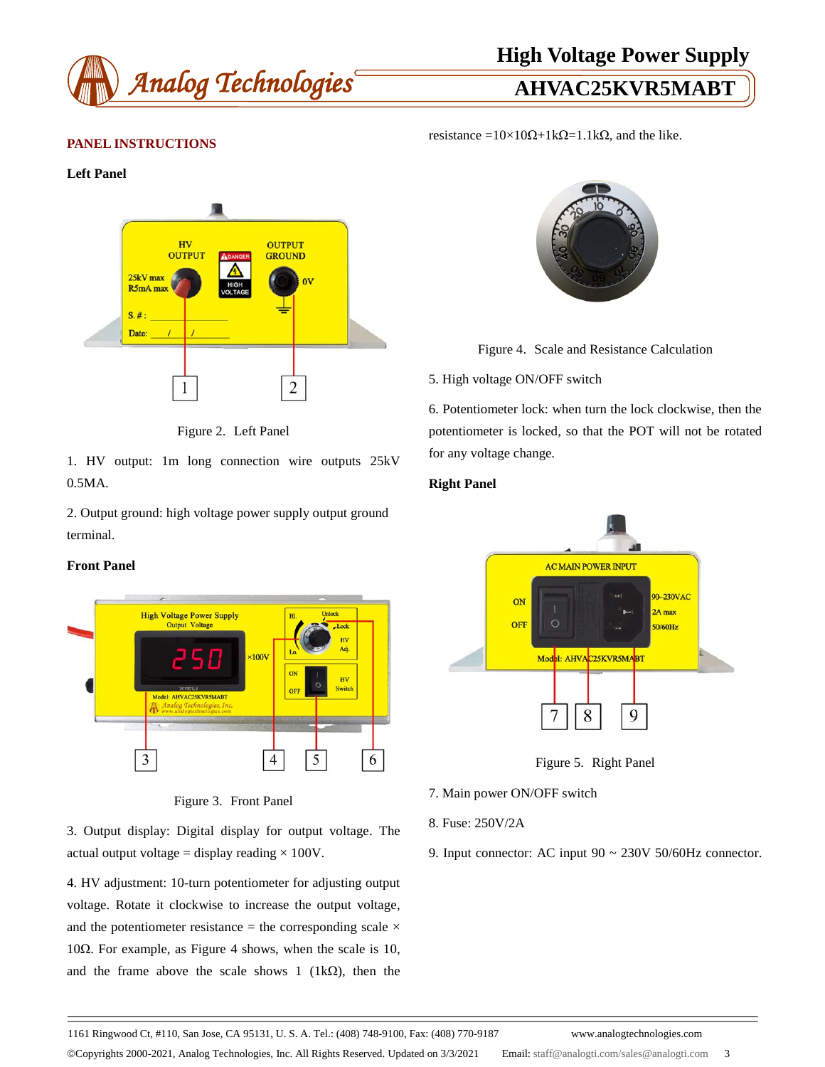## PANEL INSTRUCTIONS

### Left Panel

Figure 2. Left Panel

1. HV output: 1m long connection wire outputs 25kV 0.5MA.

2. Output ground: high voltage power supply output ground terminal.

### Front Panel

Figure 3. Front Panel

3. Output display: Digital display for output voltage. The actual output voltage = display reading × 100V.

4. HV adjustment: 10-turn potentiometer for adjusting output voltage. Rotate it clockwise to increase the output voltage, and the potentiometer resistance = the corresponding scale × 10Ω. For example, as Figure 4 shows, when the scale is 10, and the frame above the scale shows 1 (1kΩ), then the resistance =10×10Ω+1kΩ=1.1kΩ, and the like.

Figure 4. Scale and Resistance Calculation

5. High voltage ON/OFF switch

6. Potentiometer lock: when turn the lock clockwise, then the potentiometer is locked, so that the POT will not be rotated for any voltage change.

### Right Panel

Figure 5. Right Panel

7. Main power ON/OFF switch

8. Fuse: 250V/2A

9. Input connector: AC input 90 ~ 230V 50/60Hz connector.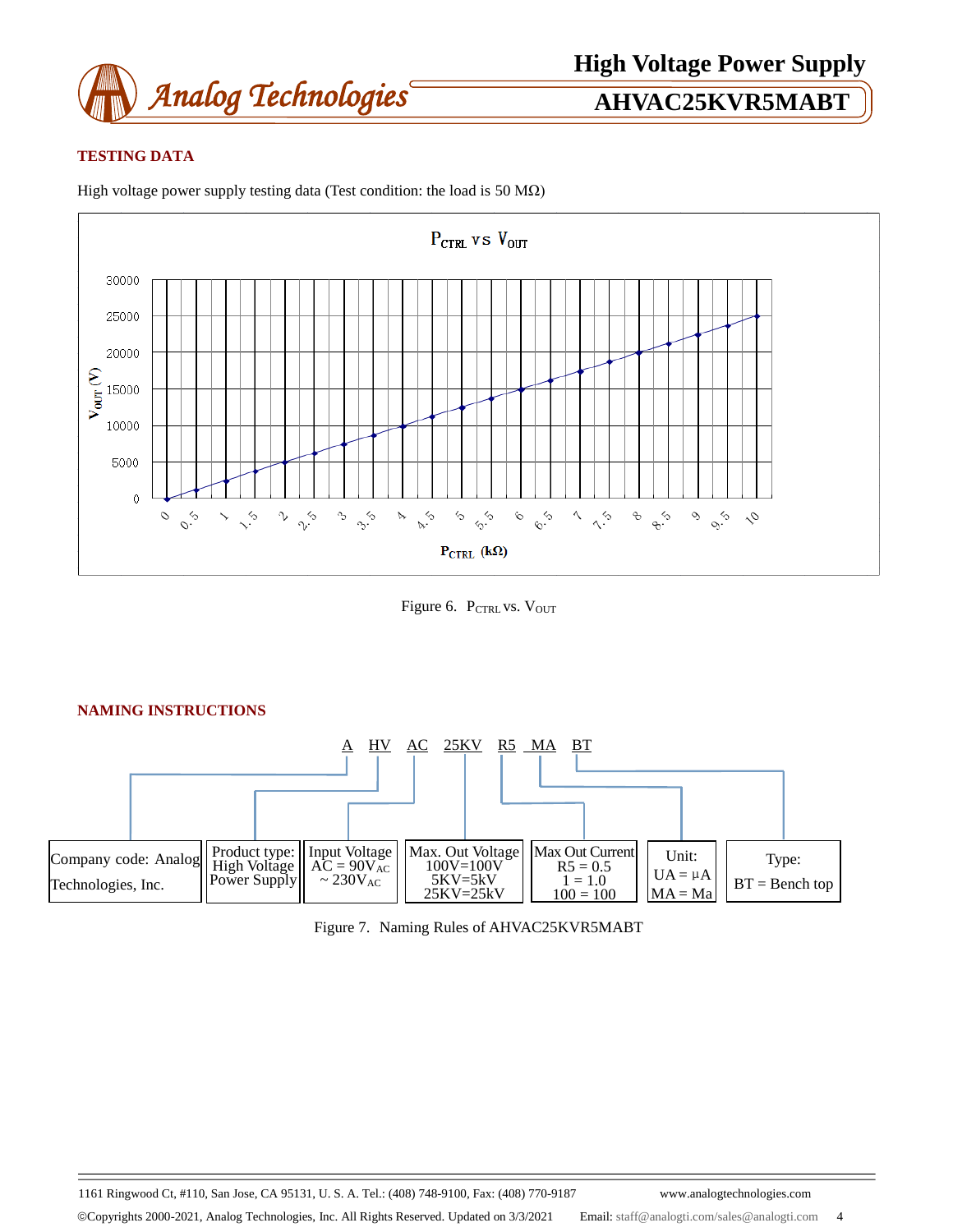## TESTING DATA

High voltage power supply testing data (Test condition: the load is 50 MΩ)

Figure 6. $P_{CTRL}$ vs. $V_{OUT}$

## NAMING INSTRUCTIONS

A HV AC 25KV R5 MA BT

| Company code: Analog Technologies, Inc. | Product type: High Voltage Power Supply | Input Voltage AC = $90V_{AC}$ ~ $230V_{AC}$ | Max. Out Voltage 100V=100V 5KV=5kV 25KV=25kV | Max Out Current R5 = 0.5 1 = 1.0 100 = 100 | Unit: UA = µA MA = Ma | Type: BT = Bench top |
|---|---|---|---|---|---|---|

Figure 7. Naming Rules of AHVAC25KVR5MABT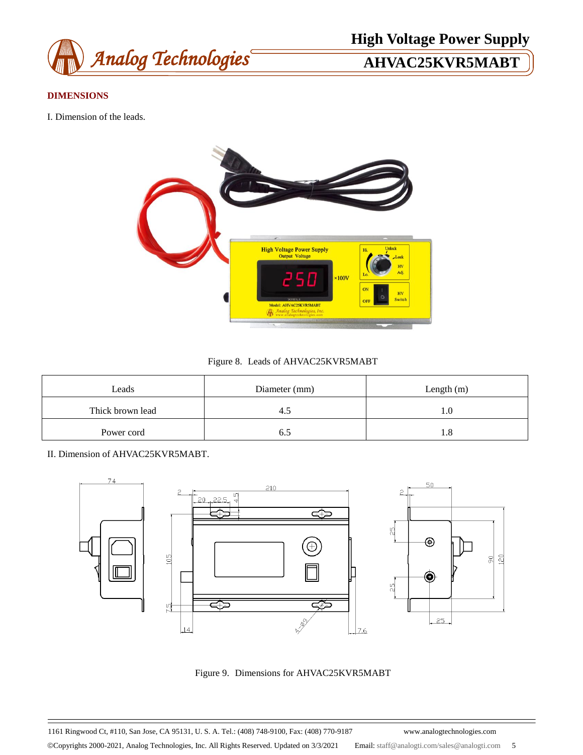## DIMENSIONS

I. Dimension of the leads.

Figure 8. Leads of AHVAC25KVR5MABT

| Leads | Diameter (mm) | Length (m) |
| --- | --- | --- |
| Thick brown lead | 4.5 | 1.0 |
| Power cord | 6.5 | 1.8 |

II. Dimension of AHVAC25KVR5MABT.

Figure 9. Dimensions for AHVAC25KVR5MABT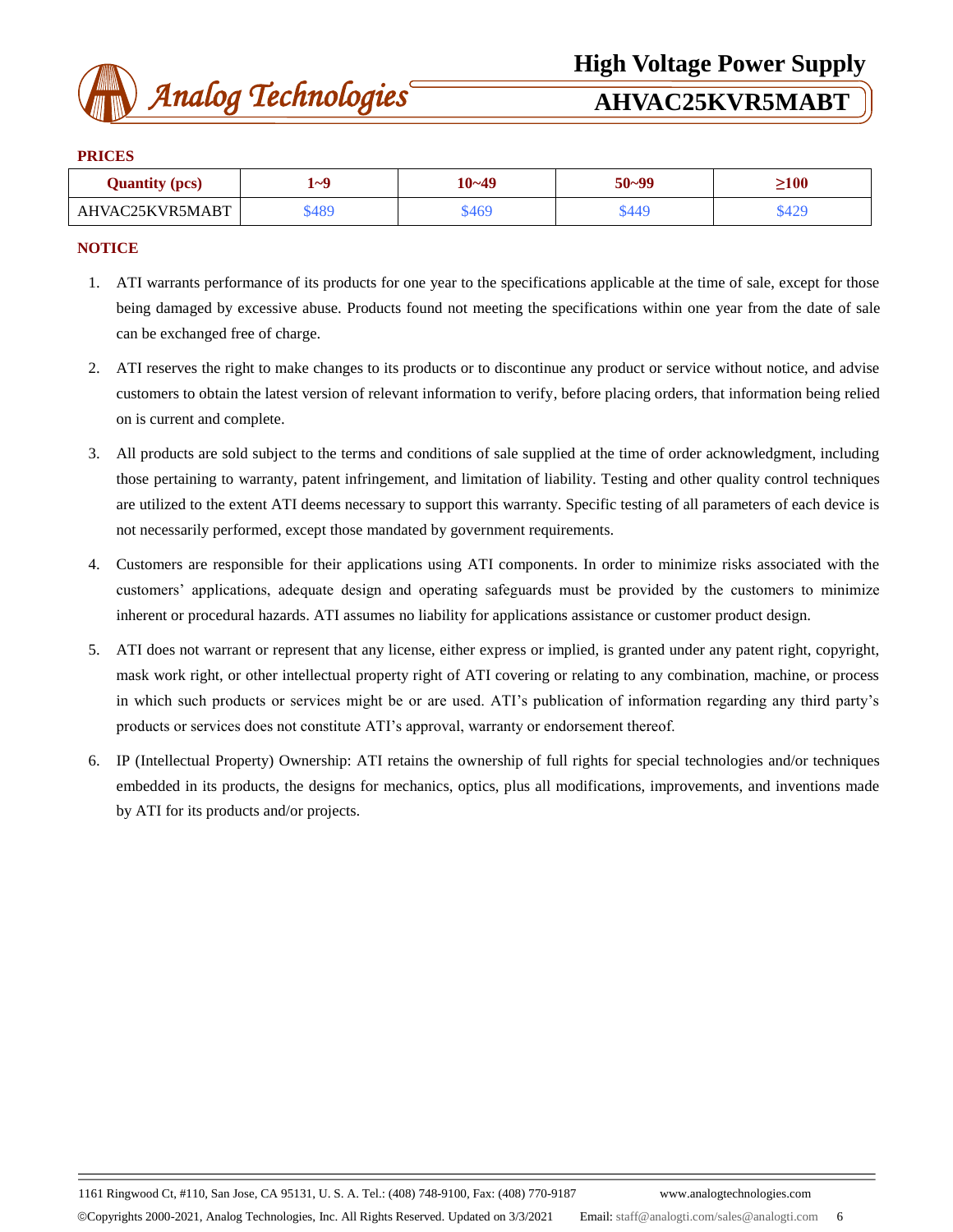## PRICES

| Quantity (pcs) | 1~9 | 10~49 | 50~99 | ≥100 |
|---|---|---|---|---|
| AHVAC25KVR5MABT | $489 | $469 | $449 | $429 |

## NOTICE

1. ATI warrants performance of its products for one year to the specifications applicable at the time of sale, except for those being damaged by excessive abuse. Products found not meeting the specifications within one year from the date of sale can be exchanged free of charge.
2. ATI reserves the right to make changes to its products or to discontinue any product or service without notice, and advise customers to obtain the latest version of relevant information to verify, before placing orders, that information being relied on is current and complete.
3. All products are sold subject to the terms and conditions of sale supplied at the time of order acknowledgment, including those pertaining to warranty, patent infringement, and limitation of liability. Testing and other quality control techniques are utilized to the extent ATI deems necessary to support this warranty. Specific testing of all parameters of each device is not necessarily performed, except those mandated by government requirements.
4. Customers are responsible for their applications using ATI components. In order to minimize risks associated with the customers' applications, adequate design and operating safeguards must be provided by the customers to minimize inherent or procedural hazards. ATI assumes no liability for applications assistance or customer product design.
5. ATI does not warrant or represent that any license, either express or implied, is granted under any patent right, copyright, mask work right, or other intellectual property right of ATI covering or relating to any combination, machine, or process in which such products or services might be or are used. ATI's publication of information regarding any third party's products or services does not constitute ATI's approval, warranty or endorsement thereof.
6. IP (Intellectual Property) Ownership: ATI retains the ownership of full rights for special technologies and/or techniques embedded in its products, the designs for mechanics, optics, plus all modifications, improvements, and inventions made by ATI for its products and/or projects.